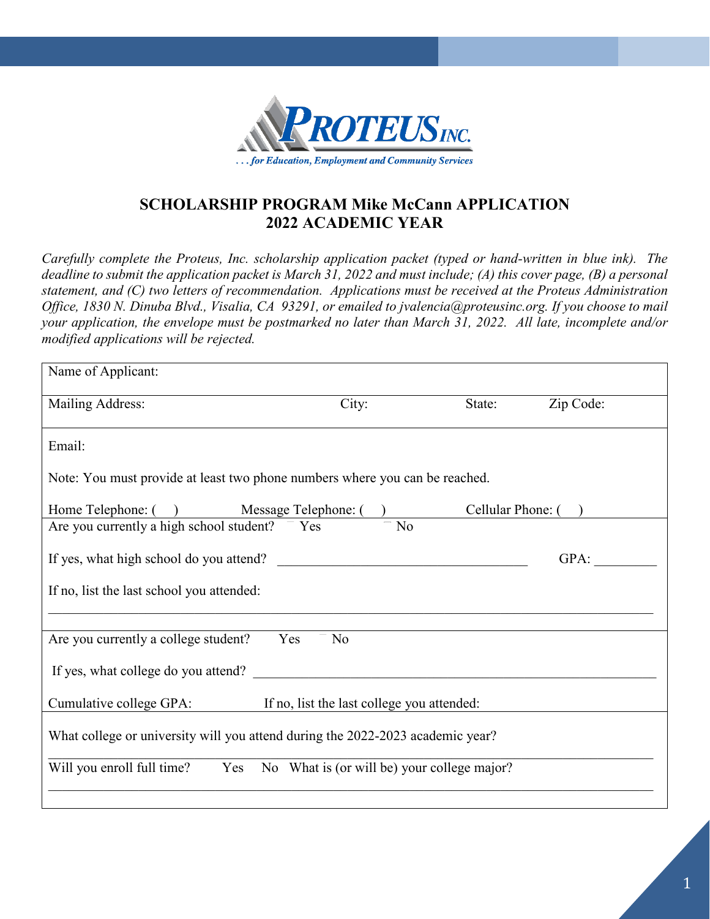PROTEUS INC.

*. . . for Education, Employment and Community Services*

# SCHOLARSHIP PROGRAM Mike McCann APPLICATION
# 2022 ACADEMIC YEAR

*Carefully complete the Proteus, Inc. scholarship application packet (typed or hand-written in blue ink). The deadline to submit the application packet is March 31, 2022 and must include; (A) this cover page, (B) a personal statement, and (C) two letters of recommendation. Applications must be received at the Proteus Administration Office, 1830 N. Dinuba Blvd., Visalia, CA 93291, or emailed to jvalencia@proteusinc.org. If you choose to mail your application, the envelope must be postmarked no later than March 31, 2022. All late, incomplete and/or modified applications will be rejected.*

Name of Applicant:

Mailing Address: City: State: Zip Code:

Email:

Note: You must provide at least two phone numbers where you can be reached.

Home Telephone: ( ) Message Telephone: ( ) Cellular Phone: ( )

Are you currently a high school student? Yes No

If yes, what high school do you attend? ____________________________________ GPA: _________

If no, list the last school you attended:

_____________________________________________________________________________________

Are you currently a college student? Yes No

If yes, what college do you attend? __________________________________________________________

Cumulative college GPA: If no, list the last college you attended:

What college or university will you attend during the 2022-2023 academic year?

_____________________________________________________________________________________

Will you enroll full time? Yes No What is (or will be) your college major?

_____________________________________________________________________________________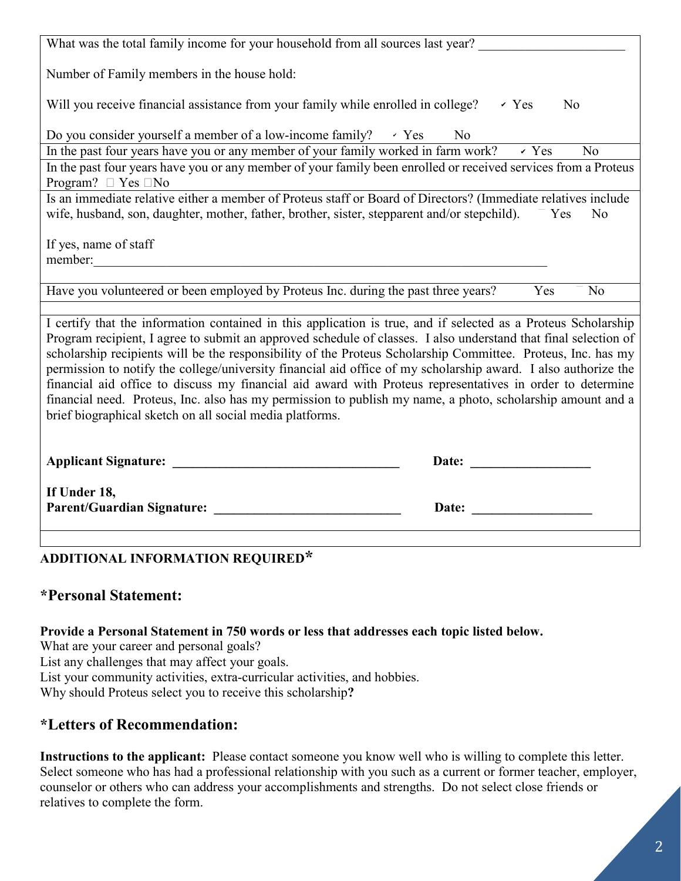What was the total family income for your household from all sources last year? ______________________

Number of Family members in the house hold:

Will you receive financial assistance from your family while enrolled in college? ✓ Yes No

Do you consider yourself a member of a low-income family? ✓ Yes No

In the past four years have you or any member of your family worked in farm work? ✓ Yes No

In the past four years have you or any member of your family been enrolled or received services from a Proteus Program? ☐ Yes ☐No

Is an immediate relative either a member of Proteus staff or Board of Directors? (Immediate relatives include wife, husband, son, daughter, mother, father, brother, sister, stepparent and/or stepchild). ¯ Yes No

If yes, name of staff member:___________________________________________________________________________

Have you volunteered or been employed by Proteus Inc. during the past three years? Yes ¯ No

I certify that the information contained in this application is true, and if selected as a Proteus Scholarship Program recipient, I agree to submit an approved schedule of classes. I also understand that final selection of scholarship recipients will be the responsibility of the Proteus Scholarship Committee. Proteus, Inc. has my permission to notify the college/university financial aid office of my scholarship award. I also authorize the financial aid office to discuss my financial aid award with Proteus representatives in order to determine financial need. Proteus, Inc. also has my permission to publish my name, a photo, scholarship amount and a brief biographical sketch on all social media platforms.

**Applicant Signature: ___________________________________** **Date: __________________**

**If Under 18,**
**Parent/Guardian Signature: ____________________________** **Date: __________________**

**ADDITIONAL INFORMATION REQUIRED***

## *Personal Statement:

**Provide a Personal Statement in 750 words or less that addresses each topic listed below.**

What are your career and personal goals?
List any challenges that may affect your goals.
List your community activities, extra-curricular activities, and hobbies.
Why should Proteus select you to receive this scholarship**?**

## *Letters of Recommendation:

**Instructions to the applicant:** Please contact someone you know well who is willing to complete this letter. Select someone who has had a professional relationship with you such as a current or former teacher, employer, counselor or others who can address your accomplishments and strengths. Do not select close friends or relatives to complete the form.